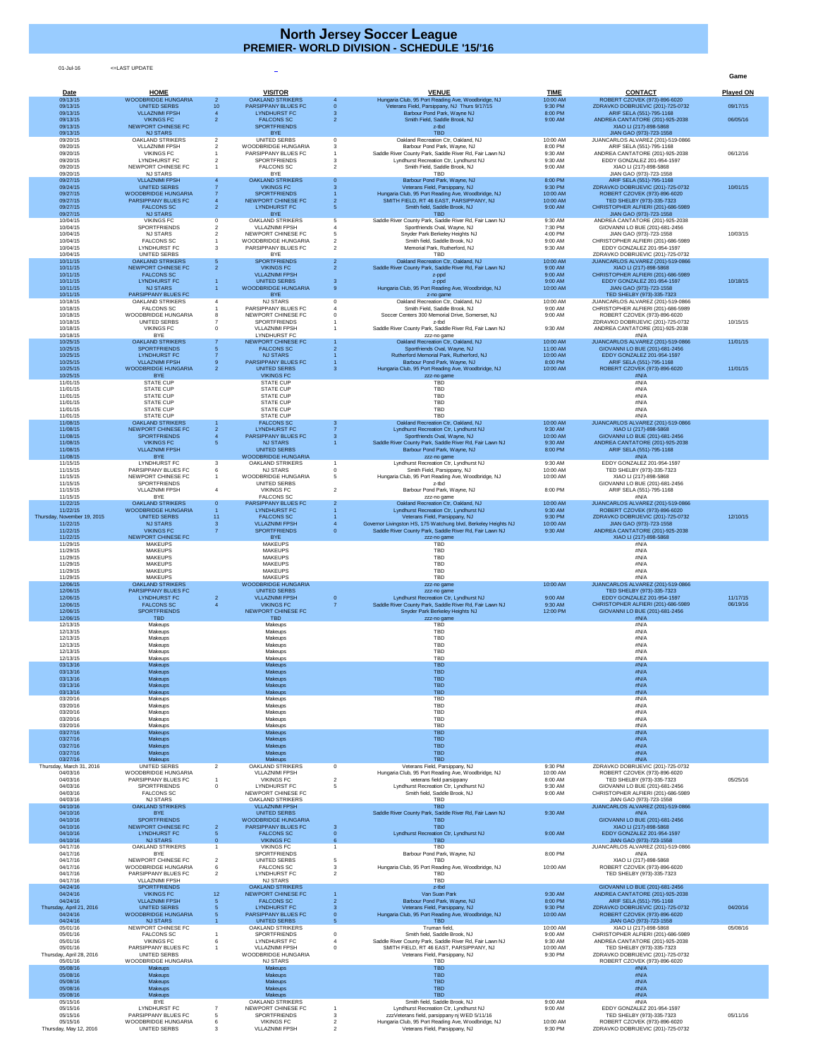# North Jersey Soccer League

## PREMIER- WORLD DIVISION - SCHEDULE '15/'16

01-Jul-16 <=LAST UPDATE

| Date | HOME | | VISITOR | | VENUE | TIME | CONTACT | Game Played ON |
|---|---|---|---|---|---|---|---|---|
| 09/13/15 | WOODBRIDGE HUNGARIA | 2 | OAKLAND STRIKERS | 4 | Hungaria Club, 95 Port Reading Ave, Woodbridge, NJ | 10:00 AM | ROBERT CZOVEK (973)-896-6020 | |
| 09/13/15 | UNITED SERBS | 10 | PARSIPPANY BLUES FC | 0 | Veterans Field, Parsippany, NJ Thurs 9/17/15 | 9:30 PM | ZDRAVKO DOBRIJEVIC (201)-725-0732 | 09/17/15 |
| 09/13/15 | VLLAZNIMI FPSH | 4 | LYNDHURST FC | 3 | Barbour Pond Park, Wayne NJ | 8:00 PM | ARIF SELA (551)-795-1168 | |
| 09/13/15 | VIKINGS FC | 2 | FALCONS SC | 2 | Smith Field, Saddle Brook, NJ | 9:00 AM | ANDREA CANTATORE (201)-925-2038 | 06/05/16 |
| 09/13/15 | NEWPORT CHINESE FC | | SPORTFRIENDS | | z-tbd | | XIAO LI (217)-898-5868 | |
| 09/13/15 | NJ STARS | | BYE | | TBD | | JIAN GAO (973)-723-1558 | |
| 09/20/15 | OAKLAND STRIKERS | 2 | UNITED SERBS | 0 | Oakland Recreation Ctr, Oakland, NJ | 10:00 AM | JUANCARLOS ALVAREZ (201)-519-0866 | |
| 09/20/15 | VLLAZNIMI FPSH | 2 | WOODBRIDGE HUNGARIA | 3 | Barbour Pond Park, Wayne, NJ | 8:00 PM | ARIF SELA (551)-795-1168 | |
| 09/20/15 | VIKINGS FC | 1 | PARSIPPANY BLUES FC | 1 | Saddle River County Park, Saddle River Rd, Fair Lawn NJ | 9:30 AM | ANDREA CANTATORE (201)-925-2038 | 06/12/16 |
| 09/20/15 | LYNDHURST FC | 2 | SPORTFRIENDS | 3 | Lyndhurst Recreation Ctr, Lyndhurst NJ | 9:30 AM | EDDY GONZALEZ 201-954-1597 | |
| 09/20/15 | NEWPORT CHINESE FC | 1 | FALCONS SC | 2 | Smith Field, Saddle Brook, NJ | 9:00 AM | XIAO LI (217)-898-5868 | |
| 09/20/15 | NJ STARS | | BYE | | TBD | | JIAN GAO (973)-723-1558 | |
| 09/27/15 | VLLAZNIMI FPSH | 4 | OAKLAND STRIKERS | 0 | Barbour Pond Park, Wayne, NJ | 8:00 PM | ARIF SELA (551)-795-1168 | |
| 09/24/15 | UNITED SERBS | 7 | VIKINGS FC | 3 | Veterans Field, Parsippany, NJ | 9:30 PM | ZDRAVKO DOBRIJEVIC (201)-725-0732 | 10/01/15 |
| 09/27/15 | WOODBRIDGE HUNGARIA | 7 | SPORTFRIENDS | 1 | Hungaria Club, 95 Port Reading Ave, Woodbridge, NJ | 10:00 AM | ROBERT CZOVEK (973)-896-6020 | |
| 09/27/15 | PARSIPPANY BLUES FC | 4 | NEWPORT CHINESE FC | 2 | SMITH FIELD, RT 46 EAST, PARSIPPANY, NJ | 10:00 AM | TED SHELBY (973)-335-7323 | |
| 09/27/15 | FALCONS SC | 2 | LYNDHURST FC | 5 | Smith field, Saddle Brook, NJ | 9:00 AM | CHRISTOPHER ALFIERI (201)-686-5989 | |
| 09/27/15 | NJ STARS | | BYE | | TBD | | JIAN GAO (973)-723-1558 | |
| 10/04/15 | VIKINGS FC | 0 | OAKLAND STRIKERS | 5 | Saddle River County Park, Saddle River Rd, Fair Lawn NJ | 9:30 AM | ANDREA CANTATORE (201)-925-2038 | |
| 10/04/15 | SPORTFRIENDS | 2 | VLLAZNIMI FPSH | 4 | Sportfriends Oval, Wayne, NJ | 7:30 PM | GIOVANNI LO BUE (201)-681-2456 | |
| 10/04/15 | NJ STARS | 2 | NEWPORT CHINESE FC | 5 | Snyder Park Berkeley Heights NJ | 4:00 PM | JIAN GAO (973)-723-1558 | 10/03/15 |
| 10/04/15 | FALCONS SC | 1 | WOODBRIDGE HUNGARIA | 2 | Smith field, Saddle Brook, NJ | 9:00 AM | CHRISTOPHER ALFIERI (201)-686-5989 | |
| 10/04/15 | LYNDHURST FC | 3 | PARSIPPANY BLUES FC | 2 | Memorial Park, Rutherford, NJ | 9:30 AM | EDDY GONZALEZ 201-954-1597 | |
| 10/04/15 | UNITED SERBS | | BYE | | TBD | | ZDRAVKO DOBRIJEVIC (201)-725-0732 | |
| 10/11/15 | OAKLAND STRIKERS | 5 | SPORTFRIENDS | 2 | Oakland Recreation Ctr, Oakland, NJ | 10:00 AM | JUANCARLOS ALVAREZ (201)-519-0866 | |
| 10/11/15 | NEWPORT CHINESE FC | 2 | VIKINGS FC | 2 | Saddle River County Park, Saddle River Rd, Fair Lawn NJ | 9:00 AM | XIAO LI (217)-898-5868 | |
| 10/11/15 | FALCONS SC | | VLLAZNIMI FPSH | | z-ppd | 9:00 AM | CHRISTOPHER ALFIERI (201)-686-5989 | |
| 10/11/15 | LYNDHURST FC | 1 | UNITED SERBS | 3 | z-ppd | 9:00 AM | EDDY GONZALEZ 201-954-1597 | 10/18/15 |
| 10/11/15 | NJ STARS | 1 | WOODBRIDGE HUNGARIA | 9 | Hungaria Club, 95 Port Reading Ave, Woodbridge, NJ | 10:00 AM | JIAN GAO (973)-723-1558 | |
| 10/11/15 | PARSIPPANY BLUES FC | | BYE | | z-no game | | TED SHELBY (973)-335-7323 | |
| 10/18/15 | OAKLAND STRIKERS | 4 | NJ STARS | 0 | Oakland Recreation Ctr, Oakland, NJ | 10:00 AM | JUANCARLOS ALVAREZ (201)-519-0866 | |
| 10/18/15 | FALCONS SC | 1 | PARSIPPANY BLUES FC | 4 | Smith Field, Saddle Brook, NJ | 9:00 AM | CHRISTOPHER ALFIERI (201)-686-5989 | |
| 10/18/15 | WOODBRIDGE HUNGARIA | 8 | NEWPORT CHINESE FC | 0 | Soccer Centers 300 Memorial Drive, Somerset, NJ | 9:00 AM | ROBERT CZOVEK (973)-896-6020 | |
| 10/18/15 | UNITED SERBS | 7 | SPORTFRIENDS | 1 | z-tbd | | ZDRAVKO DOBRIJEVIC (201)-725-0732 | 10/15/15 |
| 10/18/15 | VIKINGS FC | 0 | VLLAZNIMI FPSH | 1 | Saddle River County Park, Saddle River Rd, Fair Lawn NJ | 9:30 AM | ANDREA CANTATORE (201)-925-2038 | |
| 10/18/15 | BYE | | LYNDHURST FC | | zzz-no game | | #N/A | |
| 10/25/15 | OAKLAND STRIKERS | 7 | NEWPORT CHINESE FC | 1 | Oakland Recreation Ctr, Oakland, NJ | 10:00 AM | JUANCARLOS ALVAREZ (201)-519-0866 | 11/01/15 |
| 10/25/15 | SPORTFRIENDS | 5 | FALCONS SC | 2 | Sportfriends Oval, Wayne, NJ | 11:00 AM | GIOVANNI LO BUE (201)-681-2456 | |
| 10/25/15 | LYNDHURST FC | 7 | NJ STARS | 1 | Rutherford Memorial Park, Rutherford, NJ | 10:00 AM | EDDY GONZALEZ 201-954-1597 | |
| 10/25/15 | VLLAZNIMI FPSH | 9 | PARSIPPANY BLUES FC | 1 | Barbour Pond Park, Wayne, NJ | 8:00 PM | ARIF SELA (551)-795-1168 | |
| 10/25/15 | WOODBRIDGE HUNGARIA | 2 | UNITED SERBS | 3 | Hungaria Club, 95 Port Reading Ave, Woodbridge, NJ | 10:00 AM | ROBERT CZOVEK (973)-896-6020 | 11/01/15 |
| 10/25/15 | BYE | | VIKINGS FC | | zzz-no game | | #N/A | |
| 11/01/15 | STATE CUP | | STATE CUP | | TBD | | #N/A | |
| 11/01/15 | STATE CUP | | STATE CUP | | TBD | | #N/A | |
| 11/01/15 | STATE CUP | | STATE CUP | | TBD | | #N/A | |
| 11/01/15 | STATE CUP | | STATE CUP | | TBD | | #N/A | |
| 11/01/15 | STATE CUP | | STATE CUP | | TBD | | #N/A | |
| 11/01/15 | STATE CUP | | STATE CUP | | TBD | | #N/A | |
| 11/08/15 | OAKLAND STRIKERS | 1 | FALCONS SC | 3 | Oakland Recreation Ctr, Oakland, NJ | 10:00 AM | JUANCARLOS ALVAREZ (201)-519-0866 | |
| 11/08/15 | NEWPORT CHINESE FC | 2 | LYNDHURST FC | 7 | Lyndhurst Recreation Ctr, Lyndhurst NJ | 9:30 AM | XIAO LI (217)-898-5868 | |
| 11/08/15 | SPORTFRIENDS | 4 | PARSIPPANY BLUES FC | 3 | Sportfriends Oval, Wayne, NJ | 10:00 AM | GIOVANNI LO BUE (201)-681-2456 | |
| 11/08/15 | VIKINGS FC | 5 | NJ STARS | 1 | Saddle River County Park, Saddle River Rd, Fair Lawn NJ | 9:30 AM | ANDREA CANTATORE (201)-925-2038 | |
| 11/08/15 | VLLAZNIMI FPSH | | UNITED SERBS | | Barbour Pond Park, Wayne, NJ | 8:00 PM | ARIF SELA (551)-795-1168 | |
| 11/08/15 | BYE | | WOODBRIDGE HUNGARIA | | zzz-no game | | #N/A | |
| 11/15/15 | LYNDHURST FC | 3 | OAKLAND STRIKERS | 1 | Lyndhurst Recreation Ctr, Lyndhurst NJ | 9:30 AM | EDDY GONZALEZ 201-954-1597 | |
| 11/15/15 | PARSIPPANY BLUES FC | 6 | NJ STARS | 0 | Smith Field, Parsippany, NJ | 10:00 AM | TED SHELBY (973)-335-7323 | |
| 11/15/15 | NEWPORT CHINESE FC | 1 | WOODBRIDGE HUNGARIA | 5 | Hungaria Club, 95 Port Reading Ave, Woodbridge, NJ | 10:00 AM | XIAO LI (217)-898-5868 | |
| 11/15/15 | SPORTFRIENDS | | UNITED SERBS | | z-tbd | | GIOVANNI LO BUE (201)-681-2456 | |
| 11/15/15 | VLLAZNIMI FPSH | 4 | VIKINGS FC | 2 | Barbour Pond Park, Wayne, NJ | 8:00 PM | ARIF SELA (551)-795-1168 | |
| 11/15/15 | BYE | | FALCONS SC | | zzz-no game | | #N/A | |
| 11/22/15 | OAKLAND STRIKERS | 0 | PARSIPPANY BLUES FC | 2 | Oakland Recreation Ctr, Oakland, NJ | 10:00 AM | JUANCARLOS ALVAREZ (201)-519-0866 | |
| 11/22/15 | WOODBRIDGE HUNGARIA | 1 | LYNDHURST FC | 1 | Lyndhurst Recreation Ctr, Lyndhurst NJ | 9:30 AM | ROBERT CZOVEK (973)-896-6020 | |
| Thursday, November 19, 2015 | UNITED SERBS | 11 | FALCONS SC | 1 | Veterans Field, Parsippany, NJ | 9:30 PM | ZDRAVKO DOBRIJEVIC (201)-725-0732 | 12/10/15 |
| 11/22/15 | NJ STARS | 3 | VLLAZNIMI FPSH | 4 | Governor Livingston HS, 175 Watchung blvd, Berkeley Heights NJ | 10:00 AM | JIAN GAO (973)-723-1558 | |
| 11/22/15 | VIKINGS FC | 7 | SPORTFRIENDS | 0 | Saddle River County Park, Saddle River Rd, Fair Lawn NJ | 9:30 AM | ANDREA CANTATORE (201)-925-2038 | |
| 11/22/15 | NEWPORT CHINESE FC | | BYE | | zzz-no game | | XIAO LI (217)-898-5868 | |
| 11/29/15 | MAKEUPS | | MAKEUPS | | TBD | | #N/A | |
| 11/29/15 | MAKEUPS | | MAKEUPS | | TBD | | #N/A | |
| 11/29/15 | MAKEUPS | | MAKEUPS | | TBD | | #N/A | |
| 11/29/15 | MAKEUPS | | MAKEUPS | | TBD | | #N/A | |
| 11/29/15 | MAKEUPS | | MAKEUPS | | TBD | | #N/A | |
| 11/29/15 | MAKEUPS | | MAKEUPS | | TBD | | #N/A | |
| 12/06/15 | OAKLAND STRIKERS | | WOODBRIDGE HUNGARIA | | zzz-no game | 10:00 AM | JUANCARLOS ALVAREZ (201)-519-0866 | |
| 12/06/15 | PARSIPPANY BLUES FC | | UNITED SERBS | | zzz-no game | | TED SHELBY (973)-335-7323 | |
| 12/06/15 | LYNDHURST FC | 2 | VLLAZNIMI FPSH | 0 | Lyndhurst Recreation Ctr, Lyndhurst NJ | 9:00 AM | EDDY GONZALEZ 201-954-1597 | 11/17/15 |
| 12/06/15 | FALCONS SC | 4 | VIKINGS FC | 7 | Saddle River County Park, Saddle River Rd, Fair Lawn NJ | 9:30 AM | CHRISTOPHER ALFIERI (201)-686-5989 | 06/19/16 |
| 12/06/15 | SPORTFRIENDS | | NEWPORT CHINESE FC | | Snyder Park Berkeley Heights NJ | 12:00 PM | GIOVANNI LO BUE (201)-681-2456 | |
| 12/06/15 | TBD | | TBD | | zzz-no game | | #N/A | |
| 12/13/15 | Makeups | | Makeups | | TBD | | #N/A | |
| 12/13/15 | Makeups | | Makeups | | TBD | | #N/A | |
| 12/13/15 | Makeups | | Makeups | | TBD | | #N/A | |
| 12/13/15 | Makeups | | Makeups | | TBD | | #N/A | |
| 12/13/15 | Makeups | | Makeups | | TBD | | #N/A | |
| 12/13/15 | Makeups | | Makeups | | TBD | | #N/A | |
| 03/13/16 | Makeups | | Makeups | | TBD | | #N/A | |
| 03/13/16 | Makeups | | Makeups | | TBD | | #N/A | |
| 03/13/16 | Makeups | | Makeups | | TBD | | #N/A | |
| 03/13/16 | Makeups | | Makeups | | TBD | | #N/A | |
| 03/13/16 | Makeups | | Makeups | | TBD | | #N/A | |
| 03/20/16 | Makeups | | Makeups | | TBD | | #N/A | |
| 03/20/16 | Makeups | | Makeups | | TBD | | #N/A | |
| 03/20/16 | Makeups | | Makeups | | TBD | | #N/A | |
| 03/20/16 | Makeups | | Makeups | | TBD | | #N/A | |
| 03/20/16 | Makeups | | Makeups | | TBD | | #N/A | |
| 03/27/16 | Makeups | | Makeups | | TBD | | #N/A | |
| 03/27/16 | Makeups | | Makeups | | TBD | | #N/A | |
| 03/27/16 | Makeups | | Makeups | | TBD | | #N/A | |
| 03/27/16 | Makeups | | Makeups | | TBD | | #N/A | |
| 03/27/16 | Makeups | | Makeups | | TBD | | #N/A | |
| Thursday, March 31, 2016 | UNITED SERBS | 2 | OAKLAND STRIKERS | 0 | Veterans Field, Parsippany, NJ | 9:30 PM | ZDRAVKO DOBRIJEVIC (201)-725-0732 | |
| 04/03/16 | WOODBRIDGE HUNGARIA | | VLLAZNIMI FPSH | | Hungaria Club, 95 Port Reading Ave, Woodbridge, NJ | 10:00 AM | ROBERT CZOVEK (973)-896-6020 | |
| 04/03/16 | PARSIPPANY BLUES FC | 1 | VIKINGS FC | 2 | veterans field parsippany | 8:00 AM | TED SHELBY (973)-335-7323 | 05/25/16 |
| 04/03/16 | SPORTFRIENDS | 0 | LYNDHURST FC | 5 | Lyndhurst Recreation Ctr, Lyndhurst NJ | 9:30 AM | GIOVANNI LO BUE (201)-681-2456 | |
| 04/03/16 | FALCONS SC | | NEWPORT CHINESE FC | | Smith field, Saddle Brook, NJ | 9:00 AM | CHRISTOPHER ALFIERI (201)-686-5989 | |
| 04/03/16 | NJ STARS | | OAKLAND STRIKERS | | TBD | | JIAN GAO (973)-723-1558 | |
| 04/10/16 | OAKLAND STRIKERS | | VLLAZNIMI FPSH | | TBD | | JUANCARLOS ALVAREZ (201)-519-0866 | |
| 04/10/16 | BYE | | UNITED SERBS | | Saddle River County Park, Saddle River Rd, Fair Lawn NJ | 9:30 AM | #N/A | |
| 04/10/16 | SPORTFRIENDS | | WOODBRIDGE HUNGARIA | | TBD | | GIOVANNI LO BUE (201)-681-2456 | |
| 04/10/16 | NEWPORT CHINESE FC | 2 | PARSIPPANY BLUES FC | 3 | TBD | | XIAO LI (217)-898-5868 | |
| 04/10/16 | LYNDHURST FC | 5 | FALCONS SC | 0 | Lyndhurst Recreation Ctr, Lyndhurst NJ | 9:00 AM | EDDY GONZALEZ 201-954-1597 | |
| 04/10/16 | NJ STARS | 0 | VIKINGS FC | 6 | TBD | | JIAN GAO (973)-723-1558 | |
| 04/17/16 | OAKLAND STRIKERS | 1 | VIKINGS FC | 1 | TBD | | JUANCARLOS ALVAREZ (201)-519-0866 | |
| 04/17/16 | BYE | | SPORTFRIENDS | | Barbour Pond Park, Wayne, NJ | 8:00 PM | #N/A | |
| 04/17/16 | NEWPORT CHINESE FC | 2 | UNITED SERBS | 5 | TBD | | XIAO LI (217)-898-5868 | |
| 04/17/16 | WOODBRIDGE HUNGARIA | 6 | FALCONS SC | 3 | Hungaria Club, 95 Port Reading Ave, Woodbridge, NJ | 10:00 AM | ROBERT CZOVEK (973)-896-6020 | |
| 04/17/16 | PARSIPPANY BLUES FC | 2 | LYNDHURST FC | 2 | TBD | | TED SHELBY (973)-335-7323 | |
| 04/17/16 | VLLAZNIMI FPSH | | NJ STARS | | TBD | | | |
| 04/24/16 | SPORTFRIENDS | | OAKLAND STRIKERS | | z-tbd | | GIOVANNI LO BUE (201)-681-2456 | |
| 04/24/16 | VIKINGS FC | 12 | NEWPORT CHINESE FC | 1 | Van Suan Park | 9:30 AM | ANDREA CANTATORE (201)-925-2038 | |
| 04/24/16 | VLLAZNIMI FPSH | 5 | FALCONS SC | 2 | Barbour Pond Park, Wayne, NJ | 8:00 PM | ARIF SELA (551)-795-1168 | |
| Thursday, April 21, 2016 | UNITED SERBS | 5 | LYNDHURST FC | 3 | Veterans Field, Parsippany, NJ | 9:30 PM | ZDRAVKO DOBRIJEVIC (201)-725-0732 | 04/20/16 |
| 04/24/16 | WOODBRIDGE HUNGARIA | 5 | PARSIPPANY BLUES FC | 0 | Hungaria Club, 95 Port Reading Ave, Woodbridge, NJ | 10:00 AM | ROBERT CZOVEK (973)-896-6020 | |
| 04/24/16 | NJ STARS | 1 | UNITED SERBS | 5 | TBD | | JIAN GAO (973)-723-1558 | |
| 05/01/16 | NEWPORT CHINESE FC | | OAKLAND STRIKERS | | Truman field, | 10:00 AM | XIAO LI (217)-898-5868 | 05/08/16 |
| 05/01/16 | FALCONS SC | 1 | SPORTFRIENDS | 0 | Smith field, Saddle Brook, NJ | 9:00 AM | CHRISTOPHER ALFIERI (201)-686-5989 | |
| 05/01/16 | VIKINGS FC | 6 | LYNDHURST FC | 4 | Saddle River County Park, Saddle River Rd, Fair Lawn NJ | 9:30 AM | ANDREA CANTATORE (201)-925-2038 | |
| 05/01/16 | PARSIPPANY BLUES FC | 1 | VLLAZNIMI FPSH | 0 | SMITH FIELD, RT 46 EAST, PARSIPPANY, NJ | 10:00 AM | TED SHELBY (973)-335-7323 | |
| Thursday, April 28, 2016 | UNITED SERBS | | WOODBRIDGE HUNGARIA | | Veterans Field, Parsippany, NJ | 9:30 PM | ZDRAVKO DOBRIJEVIC (201)-725-0732 | |
| 05/01/16 | WOODBRIDGE HUNGARIA | | NJ STARS | | TBD | | ROBERT CZOVEK (973)-896-6020 | |
| 05/08/16 | Makeups | | Makeups | | TBD | | #N/A | |
| 05/08/16 | Makeups | | Makeups | | TBD | | #N/A | |
| 05/08/16 | Makeups | | Makeups | | TBD | | #N/A | |
| 05/08/16 | Makeups | | Makeups | | TBD | | #N/A | |
| 05/08/16 | Makeups | | Makeups | | TBD | | #N/A | |
| 05/15/16 | BYE | | OAKLAND STRIKERS | | Smith field, Saddle Brook, NJ | 9:00 AM | #N/A | |
| 05/15/16 | LYNDHURST FC | 7 | NEWPORT CHINESE FC | 1 | Lyndhurst Recreation Ctr, Lyndhurst NJ | 9:00 AM | EDDY GONZALEZ 201-954-1597 | |
| 05/15/16 | PARSIPPANY BLUES FC | 5 | SPORTFRIENDS | 3 | zzzVeterans field, parsippany nj WED 5/11/16 | | TED SHELBY (973)-335-7323 | 05/11/16 |
| 05/15/16 | WOODBRIDGE HUNGARIA | 6 | VIKINGS FC | 2 | Hungaria Club, 95 Port Reading Ave, Woodbridge, NJ | 10:00 AM | ROBERT CZOVEK (973)-896-6020 | |
| Thursday, May 12, 2016 | UNITED SERBS | 3 | VLLAZNIMI FPSH | 2 | Veterans Field, Parsippany, NJ | 9:30 PM | ZDRAVKO DOBRIJEVIC (201)-725-0732 | |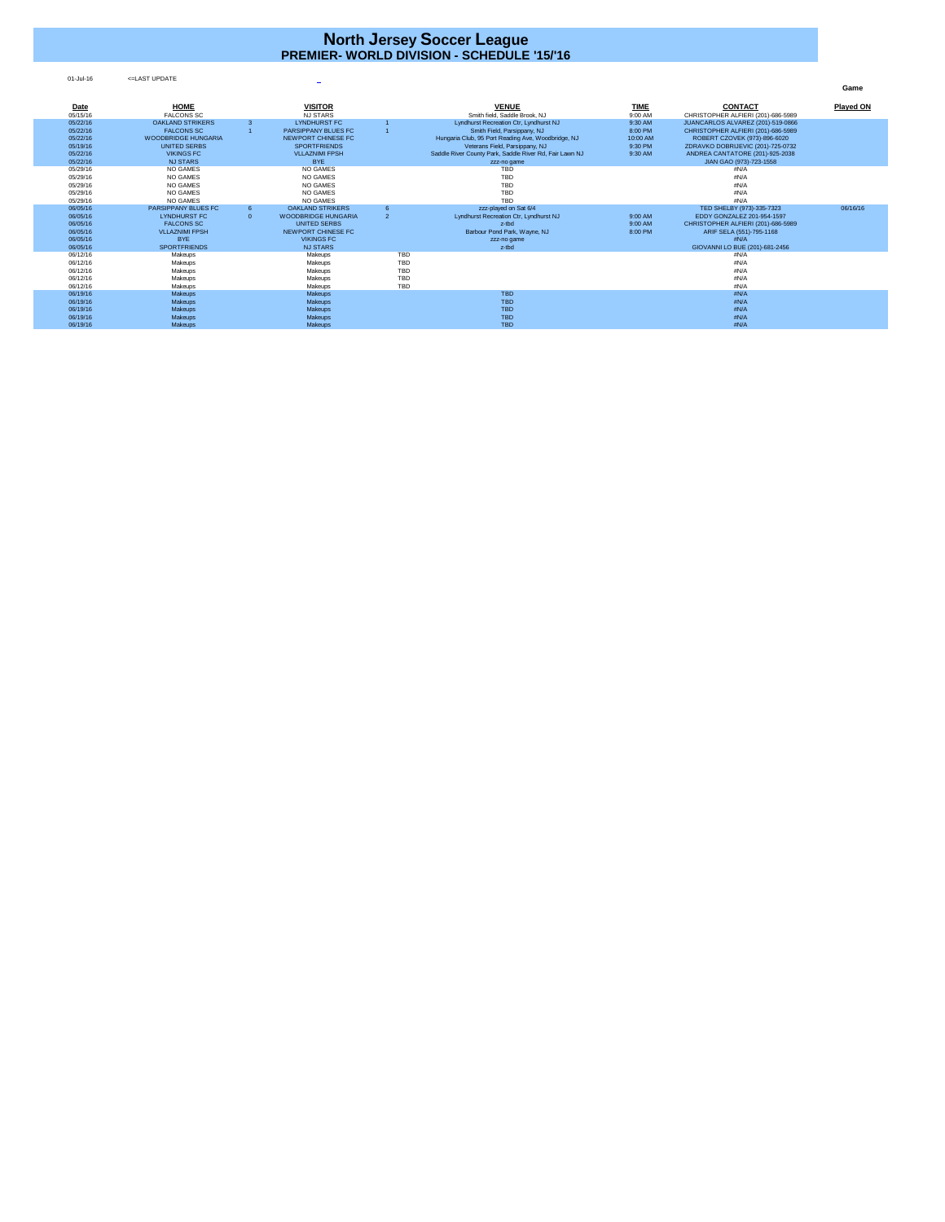# North Jersey Soccer League
## PREMIER- WORLD DIVISION - SCHEDULE '15/'16

01-Jul-16 <=LAST UPDATE

| Date | HOME | | VISITOR | | VENUE | TIME | CONTACT | Game Played ON |
|---|---|---|---|---|---|---|---|---|
| 05/15/16 | FALCONS SC | | NJ STARS | | Smith field, Saddle Brook, NJ | 9:00 AM | CHRISTOPHER ALFIERI (201)-686-5989 | |
| 05/22/16 | OAKLAND STRIKERS | 3 | LYNDHURST FC | 1 | Lyndhurst Recreation Ctr, Lyndhurst NJ | 9:30 AM | JUANCARLOS ALVAREZ (201)-519-0866 | |
| 05/22/16 | FALCONS SC | 1 | PARSIPPANY BLUES FC | 1 | Smith Field, Parsippany, NJ | 8:00 PM | CHRISTOPHER ALFIERI (201)-686-5989 | |
| 05/22/16 | WOODBRIDGE HUNGARIA | | NEWPORT CHINESE FC | | Hungaria Club, 95 Port Reading Ave, Woodbridge, NJ | 10:00 AM | ROBERT CZOVEK (973)-896-6020 | |
| 05/19/16 | UNITED SERBS | | SPORTFRIENDS | | Veterans Field, Parsippany, NJ | 9:30 PM | ZDRAVKO DOBRIJEVIC (201)-725-0732 | |
| 05/22/16 | VIKINGS FC | | VLLAZNIMI FPSH | | Saddle River County Park, Saddle River Rd, Fair Lawn NJ | 9:30 AM | ANDREA CANTATORE (201)-925-2038 | |
| 05/22/16 | NJ STARS | | BYE | | zzz-no game | | JIAN GAO (973)-723-1558 | |
| 05/29/16 | NO GAMES | | NO GAMES | | TBD | | #N/A | |
| 05/29/16 | NO GAMES | | NO GAMES | | TBD | | #N/A | |
| 05/29/16 | NO GAMES | | NO GAMES | | TBD | | #N/A | |
| 05/29/16 | NO GAMES | | NO GAMES | | TBD | | #N/A | |
| 05/29/16 | NO GAMES | | NO GAMES | | TBD | | #N/A | |
| 06/05/16 | PARSIPPANY BLUES FC | 6 | OAKLAND STRIKERS | 6 | zzz-played on Sat 6/4 | | TED SHELBY (973)-335-7323 | 06/16/16 |
| 06/05/16 | LYNDHURST FC | 0 | WOODBRIDGE HUNGARIA | 2 | Lyndhurst Recreation Ctr, Lyndhurst NJ | 9:00 AM | EDDY GONZALEZ 201-954-1597 | |
| 06/05/16 | FALCONS SC | | UNITED SERBS | | z-tbd | 9:00 AM | CHRISTOPHER ALFIERI (201)-686-5989 | |
| 06/05/16 | VLLAZNIMI FPSH | | NEWPORT CHINESE FC | | Barbour Pond Park, Wayne, NJ | 8:00 PM | ARIF SELA (551)-795-1168 | |
| 06/05/16 | BYE | | VIKINGS FC | | zzz-no game | | #N/A | |
| 06/05/16 | SPORTFRIENDS | | NJ STARS | | z-tbd | | GIOVANNI LO BUE (201)-681-2456 | |
| 06/12/16 | Makeups | | Makeups | TBD | | | #N/A | |
| 06/12/16 | Makeups | | Makeups | TBD | | | #N/A | |
| 06/12/16 | Makeups | | Makeups | TBD | | | #N/A | |
| 06/12/16 | Makeups | | Makeups | TBD | | | #N/A | |
| 06/12/16 | Makeups | | Makeups | TBD | | | #N/A | |
| 06/19/16 | Makeups | | Makeups | | TBD | | #N/A | |
| 06/19/16 | Makeups | | Makeups | | TBD | | #N/A | |
| 06/19/16 | Makeups | | Makeups | | TBD | | #N/A | |
| 06/19/16 | Makeups | | Makeups | | TBD | | #N/A | |
| 06/19/16 | Makeups | | Makeups | | TBD | | #N/A | |